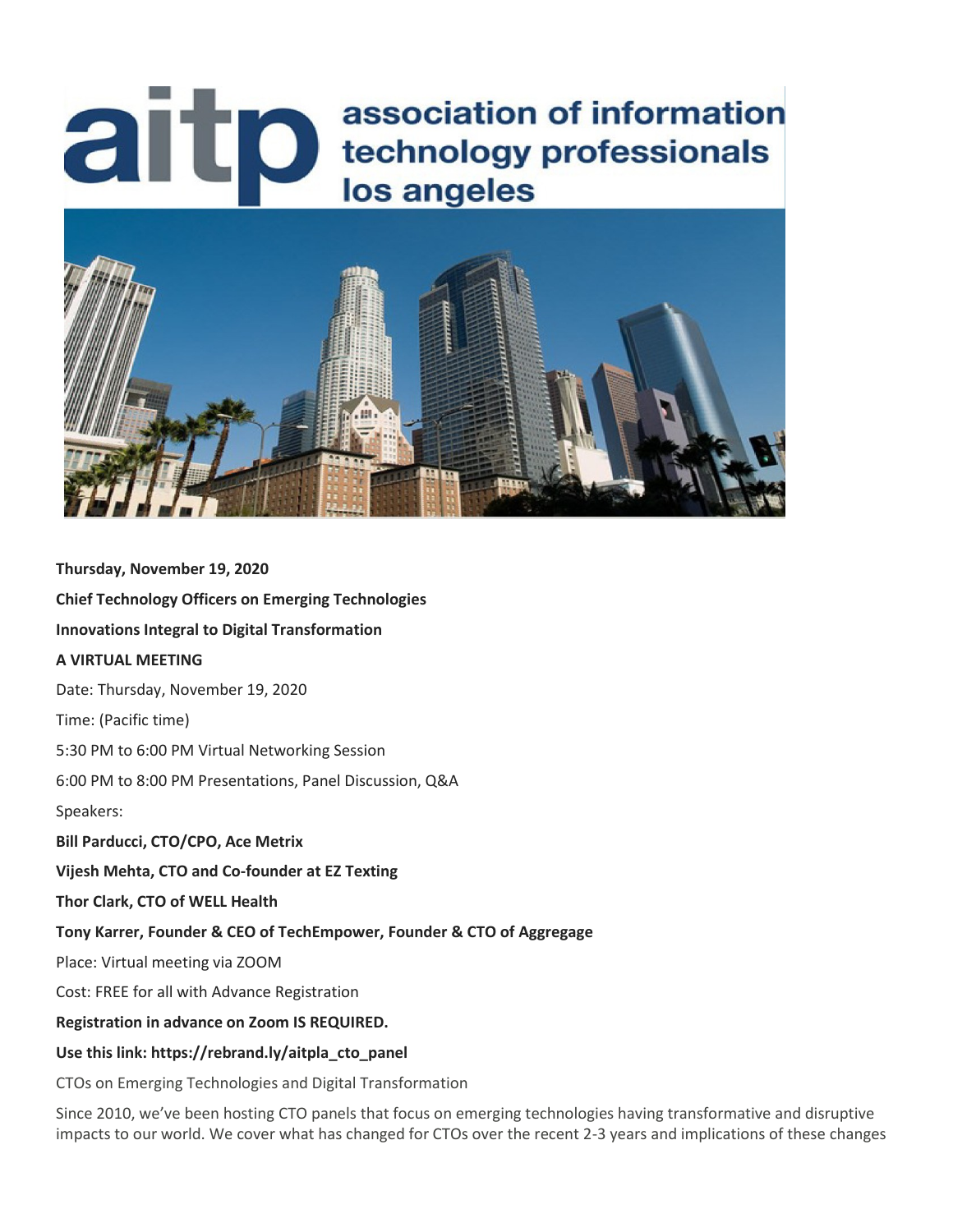# aitp association of information technology professionals los angeles

**Thursday, November 19, 2020**

**Chief Technology Officers on Emerging Technologies**

**Innovations Integral to Digital Transformation**

**A VIRTUAL MEETING**

Date: Thursday, November 19, 2020

Time: (Pacific time)

5:30 PM to 6:00 PM Virtual Networking Session

6:00 PM to 8:00 PM Presentations, Panel Discussion, Q&A

Speakers:

**Bill Parducci, CTO/CPO, Ace Metrix**

**Vijesh Mehta, CTO and Co-founder at EZ Texting**

**Thor Clark, CTO of WELL Health**

**Tony Karrer, Founder & CEO of TechEmpower, Founder & CTO of Aggregage**

Place: Virtual meeting via ZOOM

Cost: FREE for all with Advance Registration

**Registration in advance on Zoom IS REQUIRED.**

**Use this link: https://rebrand.ly/aitpla_cto_panel**

CTOs on Emerging Technologies and Digital Transformation

Since 2010, we've been hosting CTO panels that focus on emerging technologies having transformative and disruptive impacts to our world. We cover what has changed for CTOs over the recent 2-3 years and implications of these changes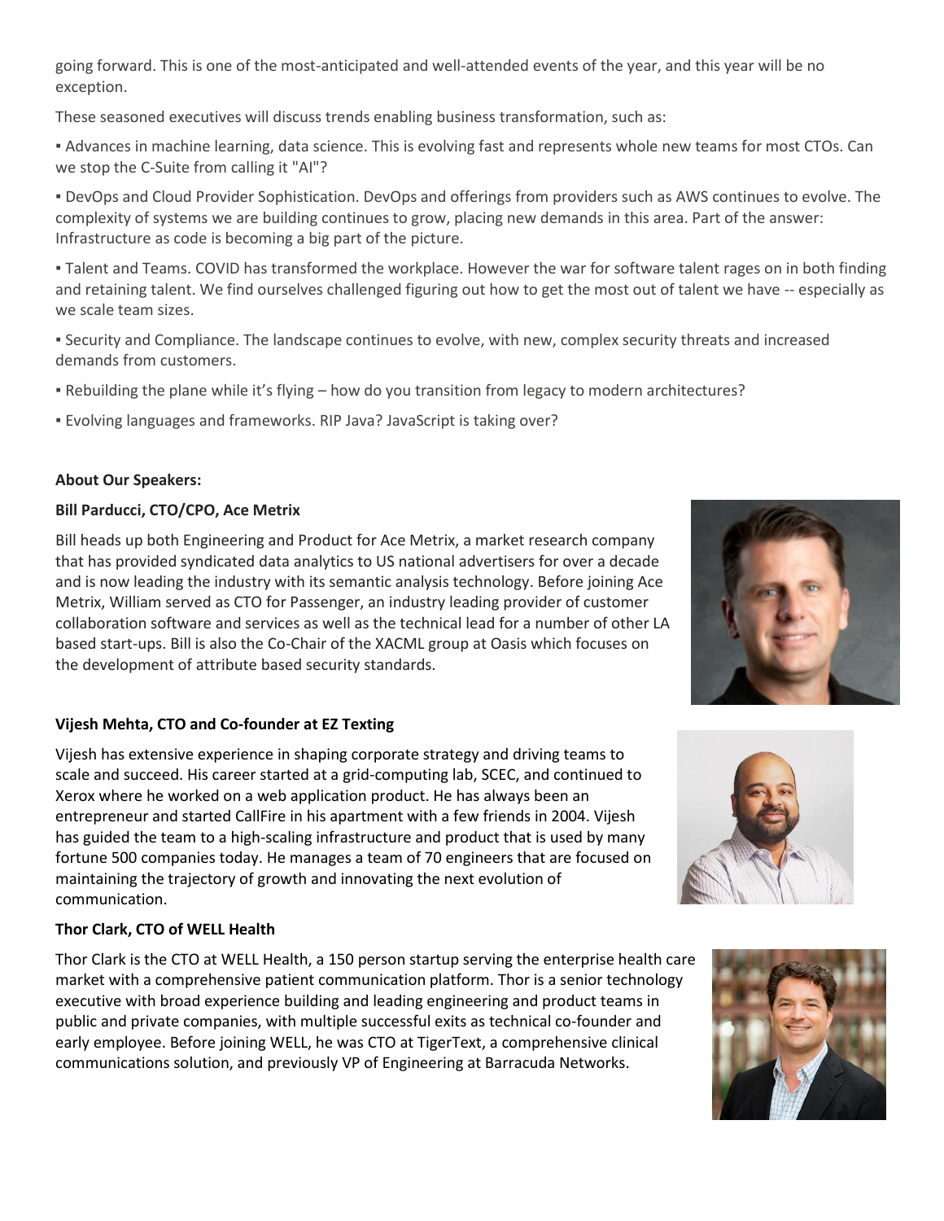going forward. This is one of the most-anticipated and well-attended events of the year, and this year will be no exception.

These seasoned executives will discuss trends enabling business transformation, such as:

▪ Advances in machine learning, data science. This is evolving fast and represents whole new teams for most CTOs. Can we stop the C-Suite from calling it "AI"?

▪ DevOps and Cloud Provider Sophistication. DevOps and offerings from providers such as AWS continues to evolve. The complexity of systems we are building continues to grow, placing new demands in this area. Part of the answer: Infrastructure as code is becoming a big part of the picture.

▪ Talent and Teams. COVID has transformed the workplace. However the war for software talent rages on in both finding and retaining talent. We find ourselves challenged figuring out how to get the most out of talent we have -- especially as we scale team sizes.

▪ Security and Compliance. The landscape continues to evolve, with new, complex security threats and increased demands from customers.

▪ Rebuilding the plane while it's flying – how do you transition from legacy to modern architectures?

▪ Evolving languages and frameworks. RIP Java? JavaScript is taking over?

**About Our Speakers:**

**Bill Parducci, CTO/CPO, Ace Metrix**

Bill heads up both Engineering and Product for Ace Metrix, a market research company that has provided syndicated data analytics to US national advertisers for over a decade and is now leading the industry with its semantic analysis technology. Before joining Ace Metrix, William served as CTO for Passenger, an industry leading provider of customer collaboration software and services as well as the technical lead for a number of other LA based start-ups. Bill is also the Co-Chair of the XACML group at Oasis which focuses on the development of attribute based security standards.

**Vijesh Mehta, CTO and Co-founder at EZ Texting**

Vijesh has extensive experience in shaping corporate strategy and driving teams to scale and succeed. His career started at a grid-computing lab, SCEC, and continued to Xerox where he worked on a web application product. He has always been an entrepreneur and started CallFire in his apartment with a few friends in 2004. Vijesh has guided the team to a high-scaling infrastructure and product that is used by many fortune 500 companies today. He manages a team of 70 engineers that are focused on maintaining the trajectory of growth and innovating the next evolution of communication.

**Thor Clark, CTO of WELL Health**

Thor Clark is the CTO at WELL Health, a 150 person startup serving the enterprise health care market with a comprehensive patient communication platform. Thor is a senior technology executive with broad experience building and leading engineering and product teams in public and private companies, with multiple successful exits as technical co-founder and early employee. Before joining WELL, he was CTO at TigerText, a comprehensive clinical communications solution, and previously VP of Engineering at Barracuda Networks.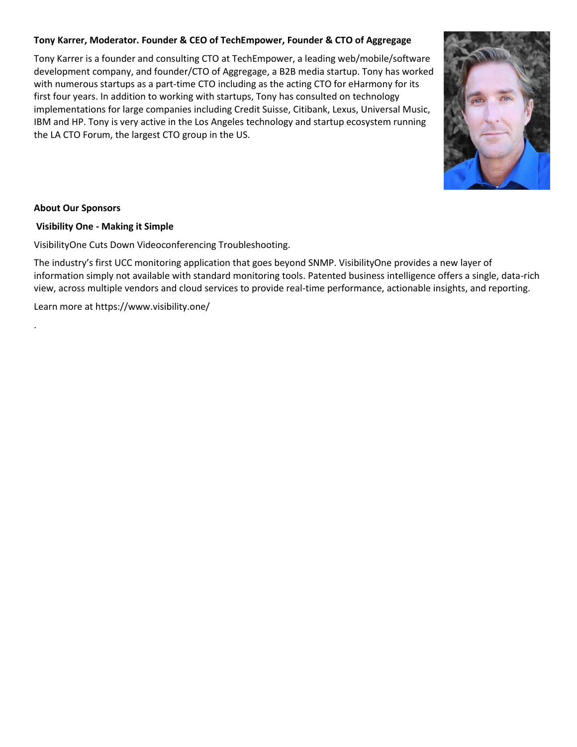**Tony Karrer, Moderator. Founder & CEO of TechEmpower, Founder & CTO of Aggregage**

Tony Karrer is a founder and consulting CTO at TechEmpower, a leading web/mobile/software development company, and founder/CTO of Aggregage, a B2B media startup. Tony has worked with numerous startups as a part-time CTO including as the acting CTO for eHarmony for its first four years. In addition to working with startups, Tony has consulted on technology implementations for large companies including Credit Suisse, Citibank, Lexus, Universal Music, IBM and HP. Tony is very active in the Los Angeles technology and startup ecosystem running the LA CTO Forum, the largest CTO group in the US.

**About Our Sponsors**

**Visibility One - Making it Simple**

VisibilityOne Cuts Down Videoconferencing Troubleshooting.

The industry's first UCC monitoring application that goes beyond SNMP. VisibilityOne provides a new layer of information simply not available with standard monitoring tools. Patented business intelligence offers a single, data-rich view, across multiple vendors and cloud services to provide real-time performance, actionable insights, and reporting.

Learn more at https://www.visibility.one/

.